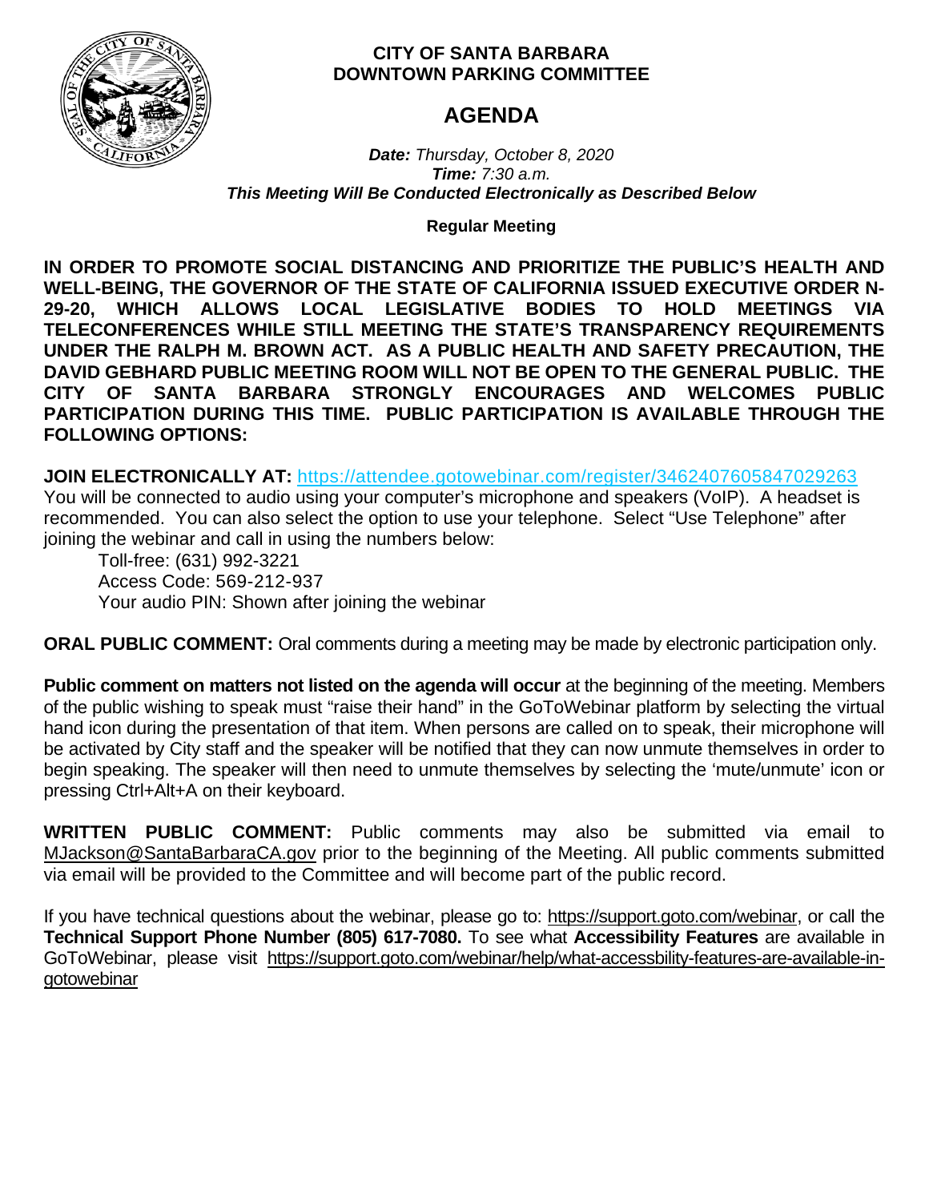**CITY OF SANTA BARBARA**
**DOWNTOWN PARKING COMMITTEE**

# AGENDA

***Date:*** *Thursday, October 8, 2020*
***Time:*** *7:30 a.m.*
***This Meeting Will Be Conducted Electronically as Described Below***

**Regular Meeting**

**IN ORDER TO PROMOTE SOCIAL DISTANCING AND PRIORITIZE THE PUBLIC'S HEALTH AND WELL-BEING, THE GOVERNOR OF THE STATE OF CALIFORNIA ISSUED EXECUTIVE ORDER N-29-20, WHICH ALLOWS LOCAL LEGISLATIVE BODIES TO HOLD MEETINGS VIA TELECONFERENCES WHILE STILL MEETING THE STATE'S TRANSPARENCY REQUIREMENTS UNDER THE RALPH M. BROWN ACT. AS A PUBLIC HEALTH AND SAFETY PRECAUTION, THE DAVID GEBHARD PUBLIC MEETING ROOM WILL NOT BE OPEN TO THE GENERAL PUBLIC. THE CITY OF SANTA BARBARA STRONGLY ENCOURAGES AND WELCOMES PUBLIC PARTICIPATION DURING THIS TIME. PUBLIC PARTICIPATION IS AVAILABLE THROUGH THE FOLLOWING OPTIONS:**

**JOIN ELECTRONICALLY AT:** https://attendee.gotowebinar.com/register/3462407605847029263
You will be connected to audio using your computer's microphone and speakers (VoIP). A headset is recommended. You can also select the option to use your telephone. Select "Use Telephone" after joining the webinar and call in using the numbers below:

Toll-free: (631) 992-3221
Access Code: 569-212-937
Your audio PIN: Shown after joining the webinar

**ORAL PUBLIC COMMENT:** Oral comments during a meeting may be made by electronic participation only.

**Public comment on matters not listed on the agenda will occur** at the beginning of the meeting. Members of the public wishing to speak must "raise their hand" in the GoToWebinar platform by selecting the virtual hand icon during the presentation of that item. When persons are called on to speak, their microphone will be activated by City staff and the speaker will be notified that they can now unmute themselves in order to begin speaking. The speaker will then need to unmute themselves by selecting the 'mute/unmute' icon or pressing Ctrl+Alt+A on their keyboard.

**WRITTEN PUBLIC COMMENT:** Public comments may also be submitted via email to MJackson@SantaBarbaraCA.gov prior to the beginning of the Meeting. All public comments submitted via email will be provided to the Committee and will become part of the public record.

If you have technical questions about the webinar, please go to: https://support.goto.com/webinar, or call the **Technical Support Phone Number (805) 617-7080.** To see what **Accessibility Features** are available in GoToWebinar, please visit https://support.goto.com/webinar/help/what-accessbility-features-are-available-in-gotowebinar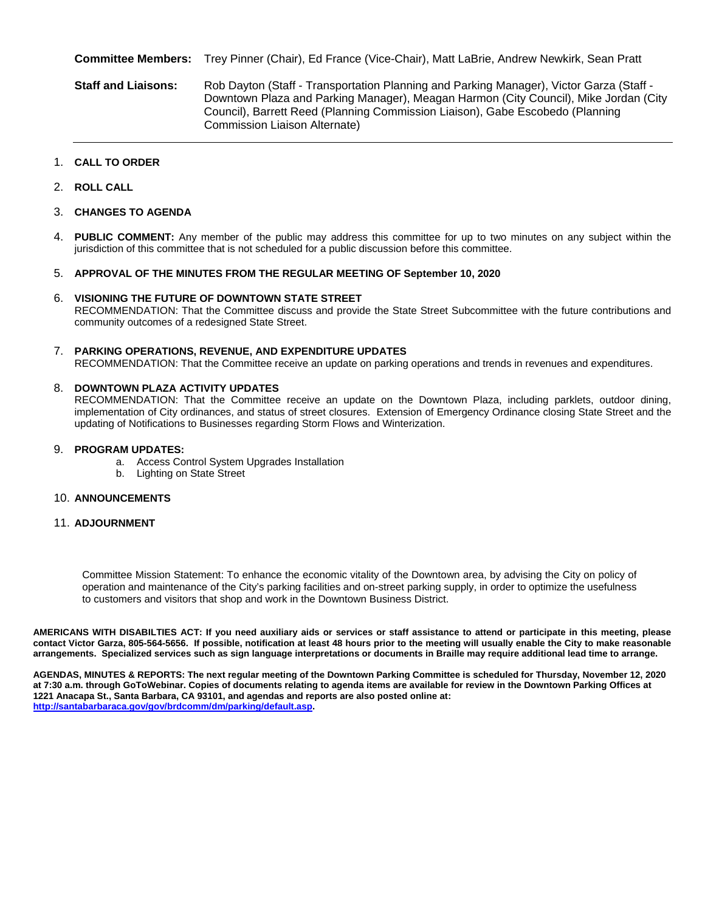**Committee Members:** Trey Pinner (Chair), Ed France (Vice-Chair), Matt LaBrie, Andrew Newkirk, Sean Pratt

**Staff and Liaisons:** Rob Dayton (Staff - Transportation Planning and Parking Manager), Victor Garza (Staff - Downtown Plaza and Parking Manager), Meagan Harmon (City Council), Mike Jordan (City Council), Barrett Reed (Planning Commission Liaison), Gabe Escobedo (Planning Commission Liaison Alternate)

---

1. **CALL TO ORDER**

2. **ROLL CALL**

3. **CHANGES TO AGENDA**

4. **PUBLIC COMMENT:** Any member of the public may address this committee for up to two minutes on any subject within the jurisdiction of this committee that is not scheduled for a public discussion before this committee.

5. **APPROVAL OF THE MINUTES FROM THE REGULAR MEETING OF September 10, 2020**

6. **VISIONING THE FUTURE OF DOWNTOWN STATE STREET**
   RECOMMENDATION: That the Committee discuss and provide the State Street Subcommittee with the future contributions and community outcomes of a redesigned State Street.

7. **PARKING OPERATIONS, REVENUE, AND EXPENDITURE UPDATES**
   RECOMMENDATION: That the Committee receive an update on parking operations and trends in revenues and expenditures.

8. **DOWNTOWN PLAZA ACTIVITY UPDATES**
   RECOMMENDATION: That the Committee receive an update on the Downtown Plaza, including parklets, outdoor dining, implementation of City ordinances, and status of street closures. Extension of Emergency Ordinance closing State Street and the updating of Notifications to Businesses regarding Storm Flows and Winterization.

9. **PROGRAM UPDATES:**
   a. Access Control System Upgrades Installation
   b. Lighting on State Street

10. **ANNOUNCEMENTS**

11. **ADJOURNMENT**

Committee Mission Statement: To enhance the economic vitality of the Downtown area, by advising the City on policy of operation and maintenance of the City's parking facilities and on-street parking supply, in order to optimize the usefulness to customers and visitors that shop and work in the Downtown Business District.

**AMERICANS WITH DISABILTIES ACT: If you need auxiliary aids or services or staff assistance to attend or participate in this meeting, please contact Victor Garza, 805-564-5656. If possible, notification at least 48 hours prior to the meeting will usually enable the City to make reasonable arrangements. Specialized services such as sign language interpretations or documents in Braille may require additional lead time to arrange.**

**AGENDAS, MINUTES & REPORTS: The next regular meeting of the Downtown Parking Committee is scheduled for Thursday, November 12, 2020 at 7:30 a.m. through GoToWebinar. Copies of documents relating to agenda items are available for review in the Downtown Parking Offices at 1221 Anacapa St., Santa Barbara, CA 93101, and agendas and reports are also posted online at: [http://santabarbaraca.gov/gov/brdcomm/dm/parking/default.asp](http://santabarbaraca.gov/gov/brdcomm/dm/parking/default.asp).**